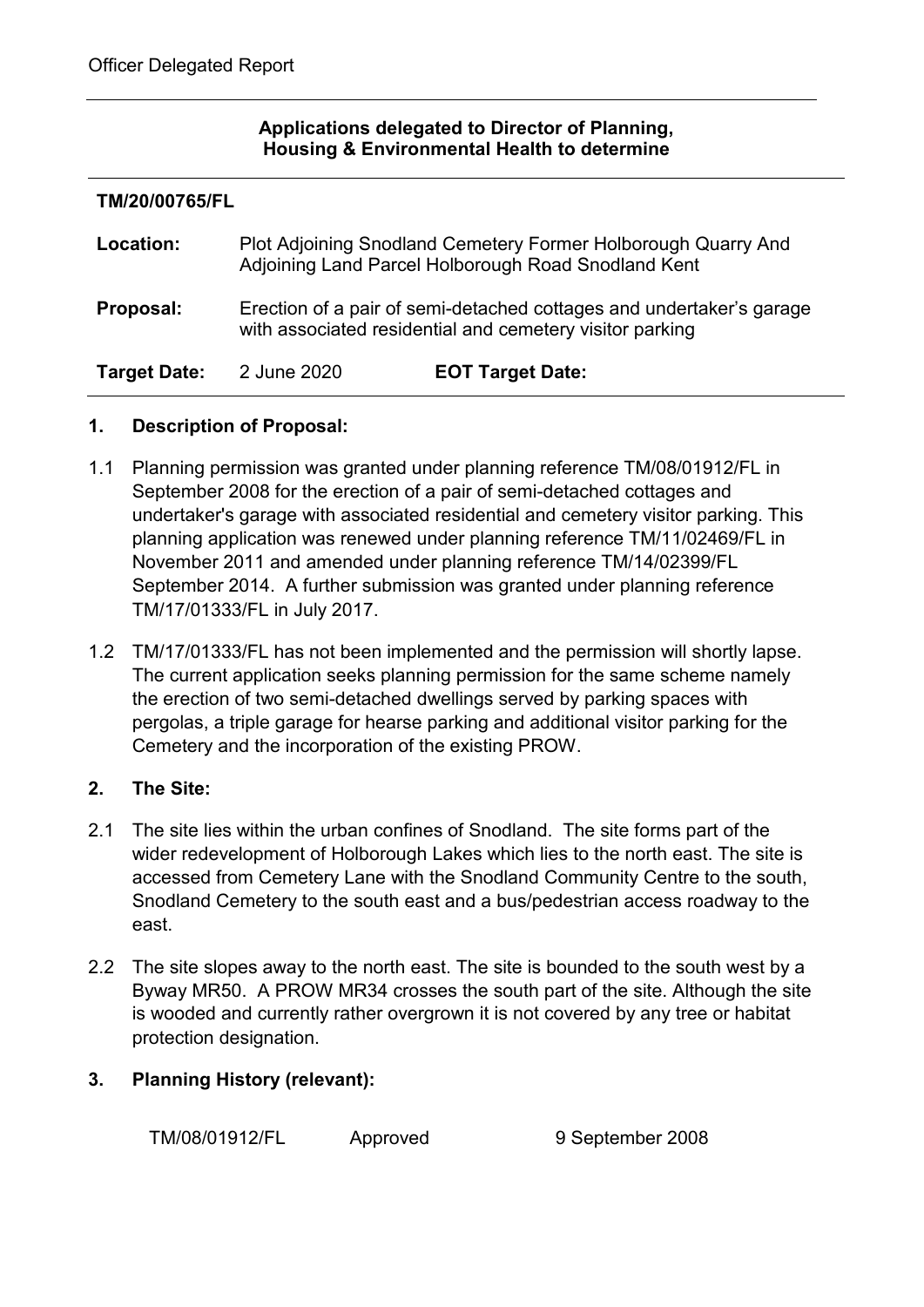Officer Delegated Report

**Applications delegated to Director of Planning, Housing & Environmental Health to determine**

**TM/20/00765/FL**

| | |
|---|---|
| **Location:** | Plot Adjoining Snodland Cemetery Former Holborough Quarry And Adjoining Land Parcel Holborough Road Snodland Kent |
| **Proposal:** | Erection of a pair of semi-detached cottages and undertaker's garage with associated residential and cemetery visitor parking |
| **Target Date:** | 2 June 2020 **EOT Target Date:** |

## 1. Description of Proposal:

1.1 Planning permission was granted under planning reference TM/08/01912/FL in September 2008 for the erection of a pair of semi-detached cottages and undertaker's garage with associated residential and cemetery visitor parking. This planning application was renewed under planning reference TM/11/02469/FL in November 2011 and amended under planning reference TM/14/02399/FL September 2014. A further submission was granted under planning reference TM/17/01333/FL in July 2017.

1.2 TM/17/01333/FL has not been implemented and the permission will shortly lapse. The current application seeks planning permission for the same scheme namely the erection of two semi-detached dwellings served by parking spaces with pergolas, a triple garage for hearse parking and additional visitor parking for the Cemetery and the incorporation of the existing PROW.

## 2. The Site:

2.1 The site lies within the urban confines of Snodland. The site forms part of the wider redevelopment of Holborough Lakes which lies to the north east. The site is accessed from Cemetery Lane with the Snodland Community Centre to the south, Snodland Cemetery to the south east and a bus/pedestrian access roadway to the east.

2.2 The site slopes away to the north east. The site is bounded to the south west by a Byway MR50. A PROW MR34 crosses the south part of the site. Although the site is wooded and currently rather overgrown it is not covered by any tree or habitat protection designation.

## 3. Planning History (relevant):

| | | |
|---|---|---|
| TM/08/01912/FL | Approved | 9 September 2008 |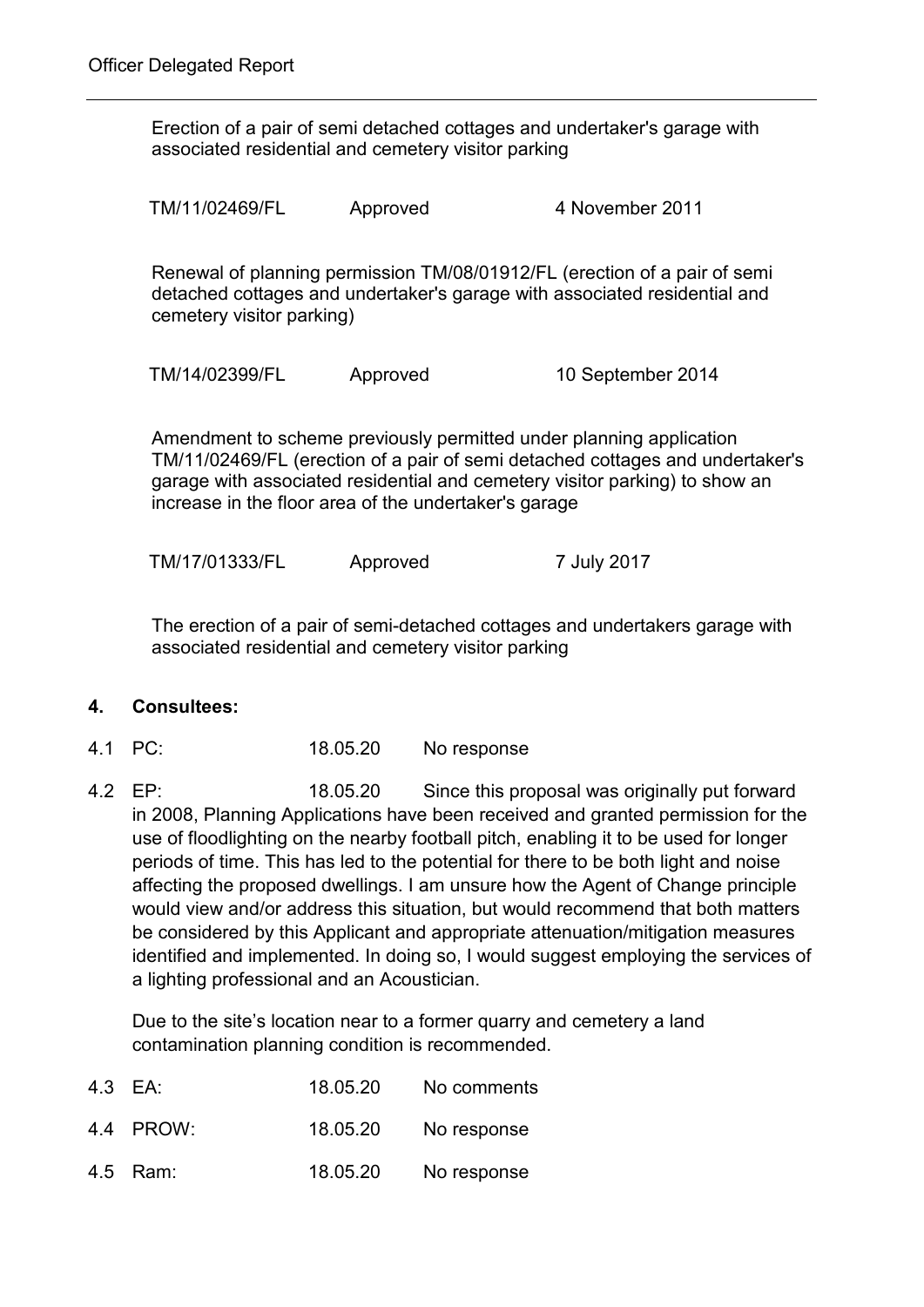Erection of a pair of semi detached cottages and undertaker's garage with associated residential and cemetery visitor parking

| TM/11/02469/FL | Approved | 4 November 2011 |
|---|---|---|

Renewal of planning permission TM/08/01912/FL (erection of a pair of semi detached cottages and undertaker's garage with associated residential and cemetery visitor parking)

| TM/14/02399/FL | Approved | 10 September 2014 |
|---|---|---|

Amendment to scheme previously permitted under planning application TM/11/02469/FL (erection of a pair of semi detached cottages and undertaker's garage with associated residential and cemetery visitor parking) to show an increase in the floor area of the undertaker's garage

| TM/17/01333/FL | Approved | 7 July 2017 |
|---|---|---|

The erection of a pair of semi-detached cottages and undertakers garage with associated residential and cemetery visitor parking

## 4. Consultees:

4.1 PC: 18.05.20 No response

4.2 EP: 18.05.20 Since this proposal was originally put forward in 2008, Planning Applications have been received and granted permission for the use of floodlighting on the nearby football pitch, enabling it to be used for longer periods of time. This has led to the potential for there to be both light and noise affecting the proposed dwellings. I am unsure how the Agent of Change principle would view and/or address this situation, but would recommend that both matters be considered by this Applicant and appropriate attenuation/mitigation measures identified and implemented. In doing so, I would suggest employing the services of a lighting professional and an Acoustician.

Due to the site's location near to a former quarry and cemetery a land contamination planning condition is recommended.

4.3 EA: 18.05.20 No comments

4.4 PROW: 18.05.20 No response

4.5 Ram: 18.05.20 No response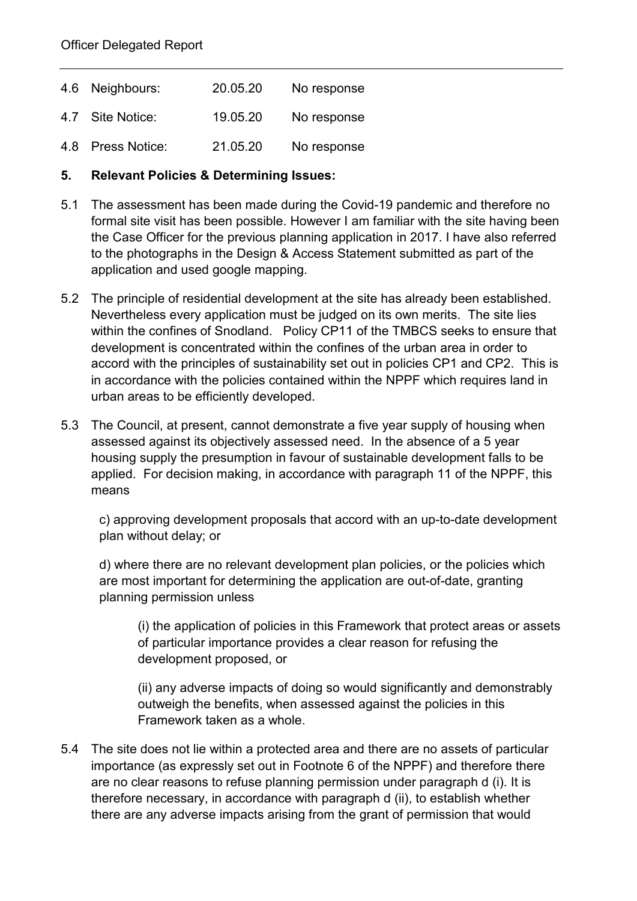| 4.6 | Neighbours: | 20.05.20 | No response |
|---|---|---|---|
| 4.7 | Site Notice: | 19.05.20 | No response |
| 4.8 | Press Notice: | 21.05.20 | No response |

## 5. Relevant Policies & Determining Issues:

5.1 The assessment has been made during the Covid-19 pandemic and therefore no formal site visit has been possible. However I am familiar with the site having been the Case Officer for the previous planning application in 2017. I have also referred to the photographs in the Design & Access Statement submitted as part of the application and used google mapping.

5.2 The principle of residential development at the site has already been established. Nevertheless every application must be judged on its own merits. The site lies within the confines of Snodland. Policy CP11 of the TMBCS seeks to ensure that development is concentrated within the confines of the urban area in order to accord with the principles of sustainability set out in policies CP1 and CP2. This is in accordance with the policies contained within the NPPF which requires land in urban areas to be efficiently developed.

5.3 The Council, at present, cannot demonstrate a five year supply of housing when assessed against its objectively assessed need. In the absence of a 5 year housing supply the presumption in favour of sustainable development falls to be applied. For decision making, in accordance with paragraph 11 of the NPPF, this means

> c) approving development proposals that accord with an up-to-date development plan without delay; or
>
> d) where there are no relevant development plan policies, or the policies which are most important for determining the application are out-of-date, granting planning permission unless
>
> > (i) the application of policies in this Framework that protect areas or assets of particular importance provides a clear reason for refusing the development proposed, or
> >
> > (ii) any adverse impacts of doing so would significantly and demonstrably outweigh the benefits, when assessed against the policies in this Framework taken as a whole.

5.4 The site does not lie within a protected area and there are no assets of particular importance (as expressly set out in Footnote 6 of the NPPF) and therefore there are no clear reasons to refuse planning permission under paragraph d (i). It is therefore necessary, in accordance with paragraph d (ii), to establish whether there are any adverse impacts arising from the grant of permission that would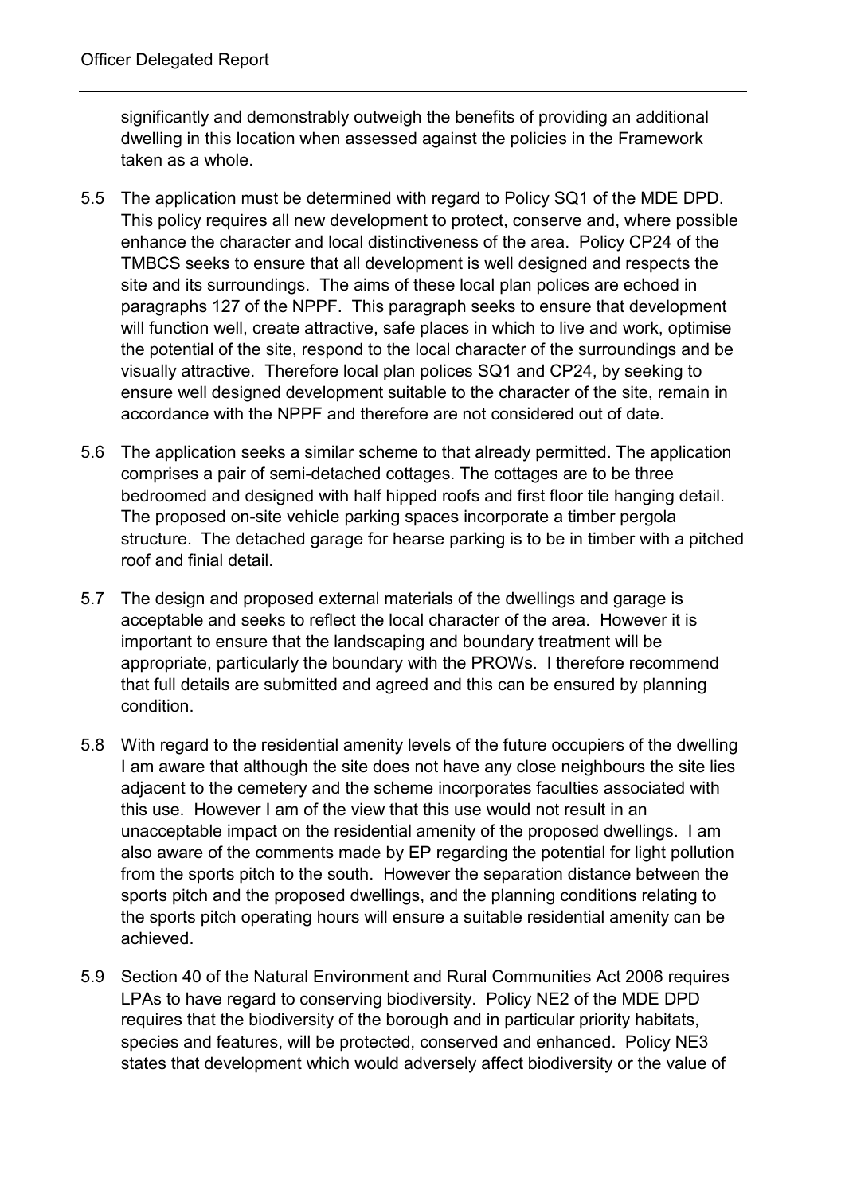significantly and demonstrably outweigh the benefits of providing an additional dwelling in this location when assessed against the policies in the Framework taken as a whole.

5.5 The application must be determined with regard to Policy SQ1 of the MDE DPD. This policy requires all new development to protect, conserve and, where possible enhance the character and local distinctiveness of the area. Policy CP24 of the TMBCS seeks to ensure that all development is well designed and respects the site and its surroundings. The aims of these local plan polices are echoed in paragraphs 127 of the NPPF. This paragraph seeks to ensure that development will function well, create attractive, safe places in which to live and work, optimise the potential of the site, respond to the local character of the surroundings and be visually attractive. Therefore local plan polices SQ1 and CP24, by seeking to ensure well designed development suitable to the character of the site, remain in accordance with the NPPF and therefore are not considered out of date.

5.6 The application seeks a similar scheme to that already permitted. The application comprises a pair of semi-detached cottages. The cottages are to be three bedroomed and designed with half hipped roofs and first floor tile hanging detail. The proposed on-site vehicle parking spaces incorporate a timber pergola structure. The detached garage for hearse parking is to be in timber with a pitched roof and finial detail.

5.7 The design and proposed external materials of the dwellings and garage is acceptable and seeks to reflect the local character of the area. However it is important to ensure that the landscaping and boundary treatment will be appropriate, particularly the boundary with the PROWs. I therefore recommend that full details are submitted and agreed and this can be ensured by planning condition.

5.8 With regard to the residential amenity levels of the future occupiers of the dwelling I am aware that although the site does not have any close neighbours the site lies adjacent to the cemetery and the scheme incorporates faculties associated with this use. However I am of the view that this use would not result in an unacceptable impact on the residential amenity of the proposed dwellings. I am also aware of the comments made by EP regarding the potential for light pollution from the sports pitch to the south. However the separation distance between the sports pitch and the proposed dwellings, and the planning conditions relating to the sports pitch operating hours will ensure a suitable residential amenity can be achieved.

5.9 Section 40 of the Natural Environment and Rural Communities Act 2006 requires LPAs to have regard to conserving biodiversity. Policy NE2 of the MDE DPD requires that the biodiversity of the borough and in particular priority habitats, species and features, will be protected, conserved and enhanced. Policy NE3 states that development which would adversely affect biodiversity or the value of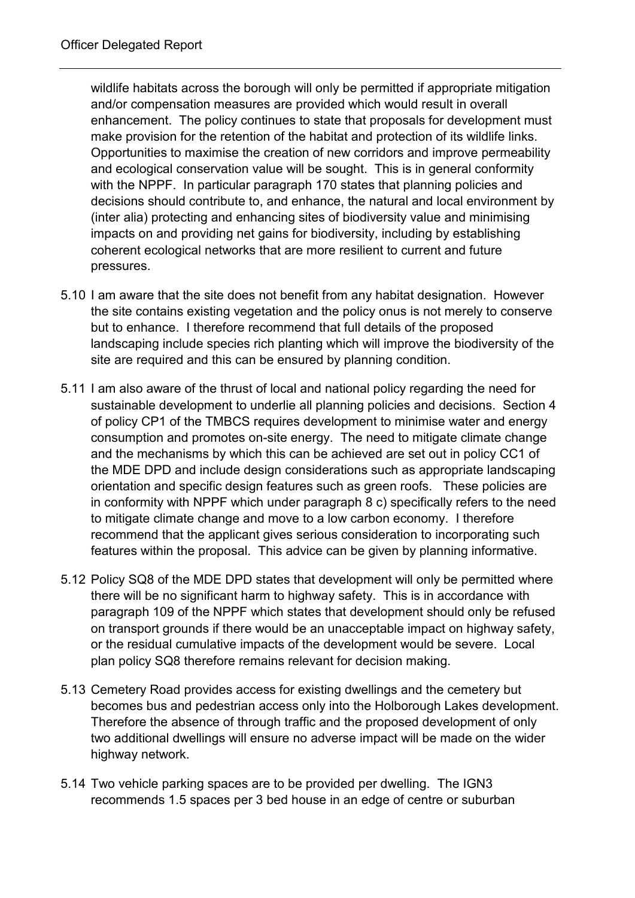wildlife habitats across the borough will only be permitted if appropriate mitigation and/or compensation measures are provided which would result in overall enhancement. The policy continues to state that proposals for development must make provision for the retention of the habitat and protection of its wildlife links. Opportunities to maximise the creation of new corridors and improve permeability and ecological conservation value will be sought. This is in general conformity with the NPPF. In particular paragraph 170 states that planning policies and decisions should contribute to, and enhance, the natural and local environment by (inter alia) protecting and enhancing sites of biodiversity value and minimising impacts on and providing net gains for biodiversity, including by establishing coherent ecological networks that are more resilient to current and future pressures.

5.10 I am aware that the site does not benefit from any habitat designation. However the site contains existing vegetation and the policy onus is not merely to conserve but to enhance. I therefore recommend that full details of the proposed landscaping include species rich planting which will improve the biodiversity of the site are required and this can be ensured by planning condition.

5.11 I am also aware of the thrust of local and national policy regarding the need for sustainable development to underlie all planning policies and decisions. Section 4 of policy CP1 of the TMBCS requires development to minimise water and energy consumption and promotes on-site energy. The need to mitigate climate change and the mechanisms by which this can be achieved are set out in policy CC1 of the MDE DPD and include design considerations such as appropriate landscaping orientation and specific design features such as green roofs. These policies are in conformity with NPPF which under paragraph 8 c) specifically refers to the need to mitigate climate change and move to a low carbon economy. I therefore recommend that the applicant gives serious consideration to incorporating such features within the proposal. This advice can be given by planning informative.

5.12 Policy SQ8 of the MDE DPD states that development will only be permitted where there will be no significant harm to highway safety. This is in accordance with paragraph 109 of the NPPF which states that development should only be refused on transport grounds if there would be an unacceptable impact on highway safety, or the residual cumulative impacts of the development would be severe. Local plan policy SQ8 therefore remains relevant for decision making.

5.13 Cemetery Road provides access for existing dwellings and the cemetery but becomes bus and pedestrian access only into the Holborough Lakes development. Therefore the absence of through traffic and the proposed development of only two additional dwellings will ensure no adverse impact will be made on the wider highway network.

5.14 Two vehicle parking spaces are to be provided per dwelling. The IGN3 recommends 1.5 spaces per 3 bed house in an edge of centre or suburban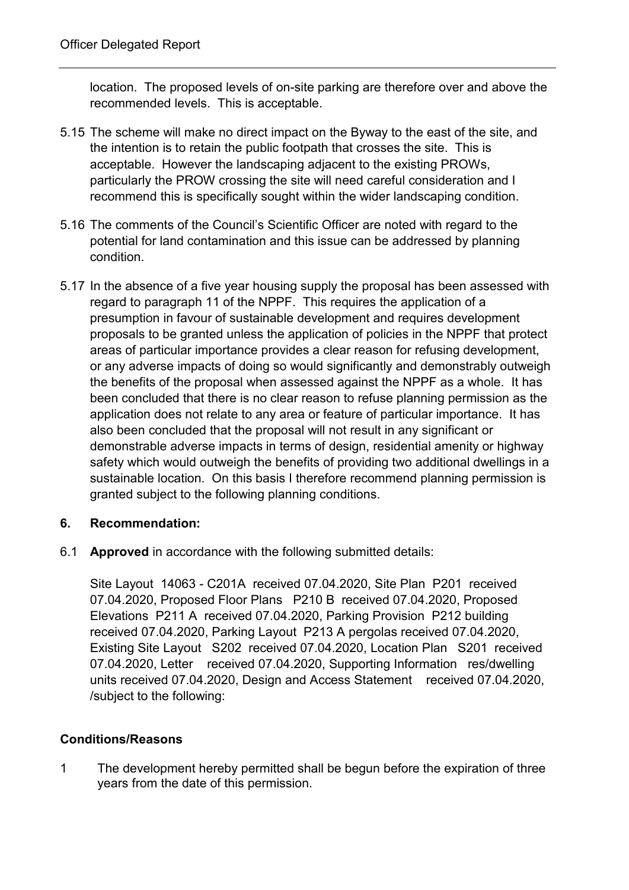location. The proposed levels of on-site parking are therefore over and above the recommended levels. This is acceptable.

5.15 The scheme will make no direct impact on the Byway to the east of the site, and the intention is to retain the public footpath that crosses the site. This is acceptable. However the landscaping adjacent to the existing PROWs, particularly the PROW crossing the site will need careful consideration and I recommend this is specifically sought within the wider landscaping condition.

5.16 The comments of the Council's Scientific Officer are noted with regard to the potential for land contamination and this issue can be addressed by planning condition.

5.17 In the absence of a five year housing supply the proposal has been assessed with regard to paragraph 11 of the NPPF. This requires the application of a presumption in favour of sustainable development and requires development proposals to be granted unless the application of policies in the NPPF that protect areas of particular importance provides a clear reason for refusing development, or any adverse impacts of doing so would significantly and demonstrably outweigh the benefits of the proposal when assessed against the NPPF as a whole. It has been concluded that there is no clear reason to refuse planning permission as the application does not relate to any area or feature of particular importance. It has also been concluded that the proposal will not result in any significant or demonstrable adverse impacts in terms of design, residential amenity or highway safety which would outweigh the benefits of providing two additional dwellings in a sustainable location. On this basis I therefore recommend planning permission is granted subject to the following planning conditions.

## 6. Recommendation:

6.1 **Approved** in accordance with the following submitted details:

Site Layout 14063 - C201A received 07.04.2020, Site Plan P201 received 07.04.2020, Proposed Floor Plans P210 B received 07.04.2020, Proposed Elevations P211 A received 07.04.2020, Parking Provision P212 building received 07.04.2020, Parking Layout P213 A pergolas received 07.04.2020, Existing Site Layout S202 received 07.04.2020, Location Plan S201 received 07.04.2020, Letter received 07.04.2020, Supporting Information res/dwelling units received 07.04.2020, Design and Access Statement received 07.04.2020, /subject to the following:

### Conditions/Reasons

1 The development hereby permitted shall be begun before the expiration of three years from the date of this permission.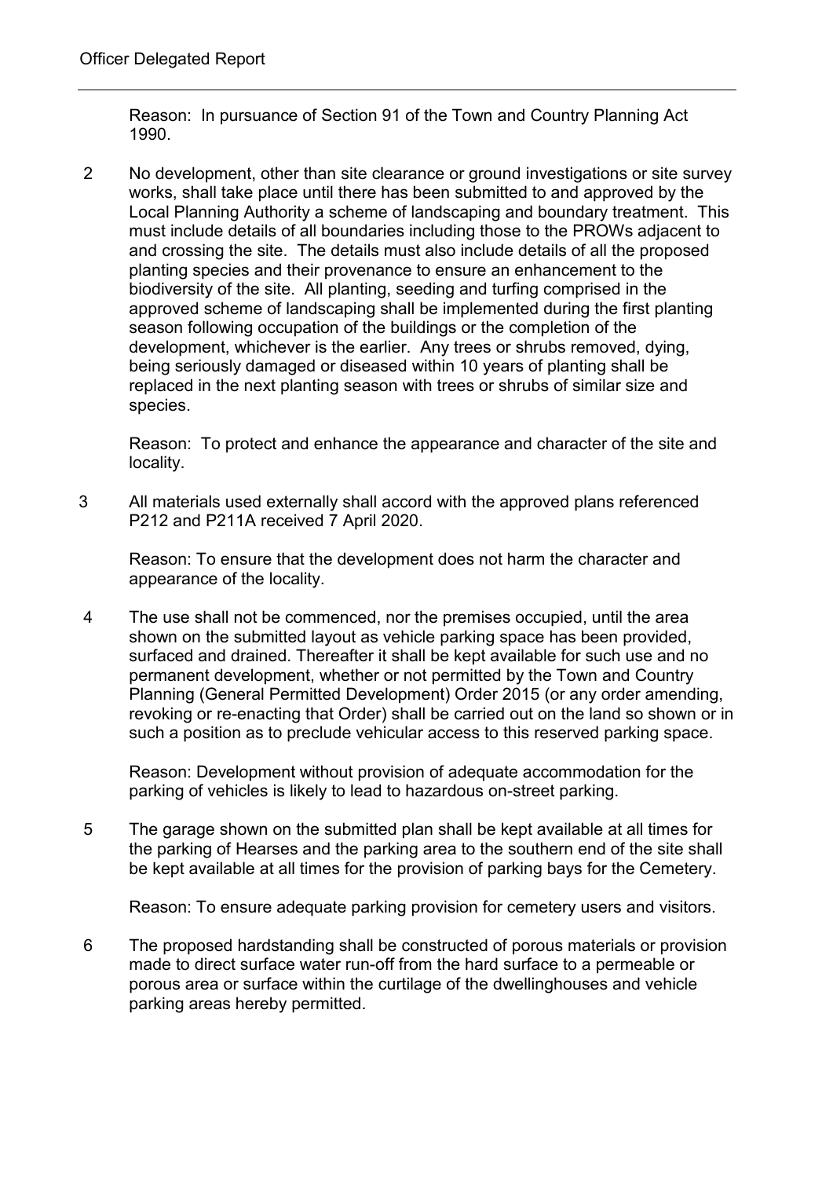Reason: In pursuance of Section 91 of the Town and Country Planning Act 1990.

2 No development, other than site clearance or ground investigations or site survey works, shall take place until there has been submitted to and approved by the Local Planning Authority a scheme of landscaping and boundary treatment. This must include details of all boundaries including those to the PROWs adjacent to and crossing the site. The details must also include details of all the proposed planting species and their provenance to ensure an enhancement to the biodiversity of the site. All planting, seeding and turfing comprised in the approved scheme of landscaping shall be implemented during the first planting season following occupation of the buildings or the completion of the development, whichever is the earlier. Any trees or shrubs removed, dying, being seriously damaged or diseased within 10 years of planting shall be replaced in the next planting season with trees or shrubs of similar size and species.

Reason: To protect and enhance the appearance and character of the site and locality.

3 All materials used externally shall accord with the approved plans referenced P212 and P211A received 7 April 2020.

Reason: To ensure that the development does not harm the character and appearance of the locality.

4 The use shall not be commenced, nor the premises occupied, until the area shown on the submitted layout as vehicle parking space has been provided, surfaced and drained. Thereafter it shall be kept available for such use and no permanent development, whether or not permitted by the Town and Country Planning (General Permitted Development) Order 2015 (or any order amending, revoking or re-enacting that Order) shall be carried out on the land so shown or in such a position as to preclude vehicular access to this reserved parking space.

Reason: Development without provision of adequate accommodation for the parking of vehicles is likely to lead to hazardous on-street parking.

5 The garage shown on the submitted plan shall be kept available at all times for the parking of Hearses and the parking area to the southern end of the site shall be kept available at all times for the provision of parking bays for the Cemetery.

Reason: To ensure adequate parking provision for cemetery users and visitors.

6 The proposed hardstanding shall be constructed of porous materials or provision made to direct surface water run-off from the hard surface to a permeable or porous area or surface within the curtilage of the dwellinghouses and vehicle parking areas hereby permitted.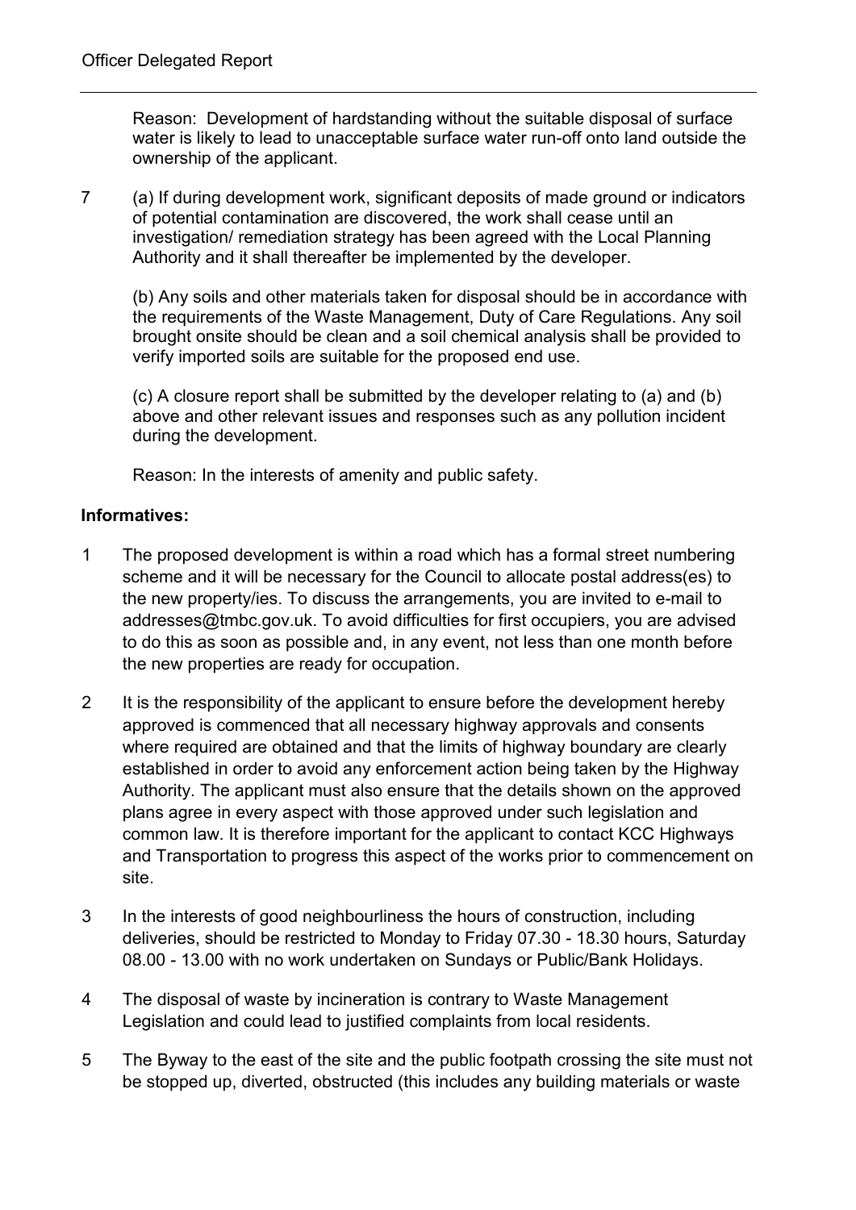Reason: Development of hardstanding without the suitable disposal of surface water is likely to lead to unacceptable surface water run-off onto land outside the ownership of the applicant.

7 (a) If during development work, significant deposits of made ground or indicators of potential contamination are discovered, the work shall cease until an investigation/ remediation strategy has been agreed with the Local Planning Authority and it shall thereafter be implemented by the developer.

(b) Any soils and other materials taken for disposal should be in accordance with the requirements of the Waste Management, Duty of Care Regulations. Any soil brought onsite should be clean and a soil chemical analysis shall be provided to verify imported soils are suitable for the proposed end use.

(c) A closure report shall be submitted by the developer relating to (a) and (b) above and other relevant issues and responses such as any pollution incident during the development.

Reason: In the interests of amenity and public safety.

**Informatives:**

1 The proposed development is within a road which has a formal street numbering scheme and it will be necessary for the Council to allocate postal address(es) to the new property/ies. To discuss the arrangements, you are invited to e-mail to addresses@tmbc.gov.uk. To avoid difficulties for first occupiers, you are advised to do this as soon as possible and, in any event, not less than one month before the new properties are ready for occupation.

2 It is the responsibility of the applicant to ensure before the development hereby approved is commenced that all necessary highway approvals and consents where required are obtained and that the limits of highway boundary are clearly established in order to avoid any enforcement action being taken by the Highway Authority. The applicant must also ensure that the details shown on the approved plans agree in every aspect with those approved under such legislation and common law. It is therefore important for the applicant to contact KCC Highways and Transportation to progress this aspect of the works prior to commencement on site.

3 In the interests of good neighbourliness the hours of construction, including deliveries, should be restricted to Monday to Friday 07.30 - 18.30 hours, Saturday 08.00 - 13.00 with no work undertaken on Sundays or Public/Bank Holidays.

4 The disposal of waste by incineration is contrary to Waste Management Legislation and could lead to justified complaints from local residents.

5 The Byway to the east of the site and the public footpath crossing the site must not be stopped up, diverted, obstructed (this includes any building materials or waste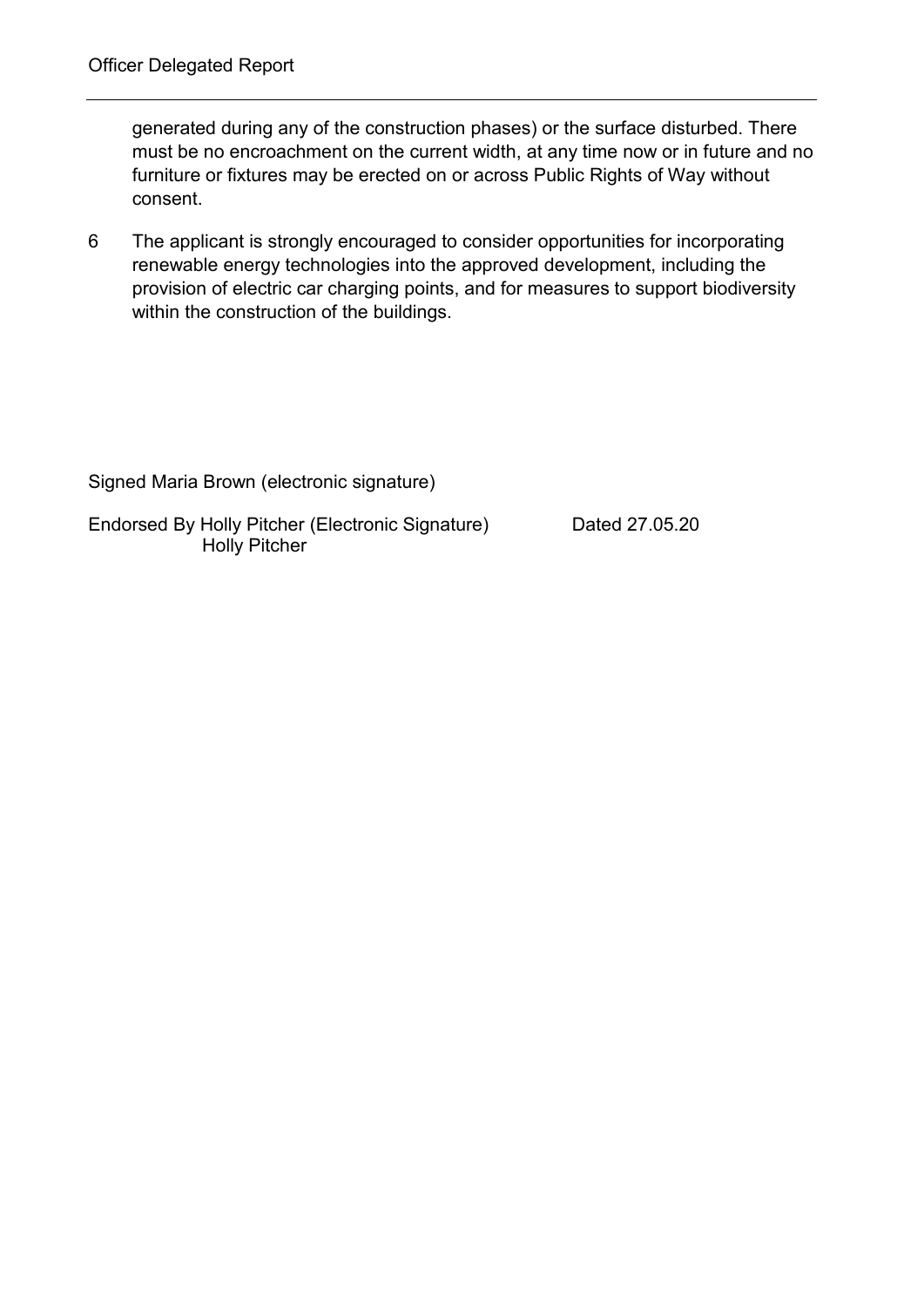generated during any of the construction phases) or the surface disturbed. There must be no encroachment on the current width, at any time now or in future and no furniture or fixtures may be erected on or across Public Rights of Way without consent.

6 The applicant is strongly encouraged to consider opportunities for incorporating renewable energy technologies into the approved development, including the provision of electric car charging points, and for measures to support biodiversity within the construction of the buildings.

Signed Maria Brown (electronic signature)

Endorsed By Holly Pitcher (Electronic Signature) Dated 27.05.20
Holly Pitcher